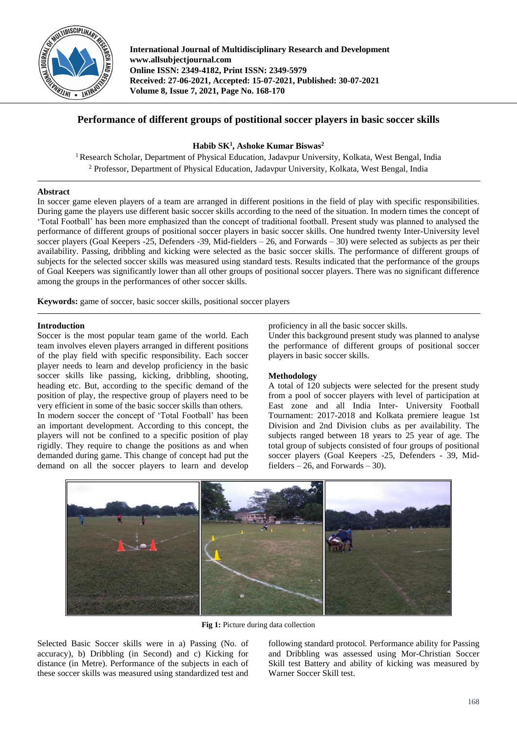# Performance of different groups of postitional soccer players in basic soccer skills

**Habib SK[1], Ashoke Kumar Biswas[2]**

[1] Research Scholar, Department of Physical Education, Jadavpur University, Kolkata, West Bengal, India
[2] Professor, Department of Physical Education, Jadavpur University, Kolkata, West Bengal, India

## Abstract

In soccer game eleven players of a team are arranged in different positions in the field of play with specific responsibilities. During game the players use different basic soccer skills according to the need of the situation. In modern times the concept of 'Total Football' has been more emphasized than the concept of traditional football. Present study was planned to analysed the performance of different groups of positional soccer players in basic soccer skills. One hundred twenty Inter-University level soccer players (Goal Keepers -25, Defenders -39, Mid-fielders – 26, and Forwards – 30) were selected as subjects as per their availability. Passing, dribbling and kicking were selected as the basic soccer skills. The performance of different groups of subjects for the selected soccer skills was measured using standard tests. Results indicated that the performance of the groups of Goal Keepers was significantly lower than all other groups of positional soccer players. There was no significant difference among the groups in the performances of other soccer skills.

**Keywords:** game of soccer, basic soccer skills, positional soccer players

## Introduction

Soccer is the most popular team game of the world. Each team involves eleven players arranged in different positions of the play field with specific responsibility. Each soccer player needs to learn and develop proficiency in the basic soccer skills like passing, kicking, dribbling, shooting, heading etc. But, according to the specific demand of the position of play, the respective group of players need to be very efficient in some of the basic soccer skills than others.

In modern soccer the concept of 'Total Football' has been an important development. According to this concept, the players will not be confined to a specific position of play rigidly. They require to change the positions as and when demanded during game. This change of concept had put the demand on all the soccer players to learn and develop proficiency in all the basic soccer skills.

Under this background present study was planned to analyse the performance of different groups of positional soccer players in basic soccer skills.

## Methodology

A total of 120 subjects were selected for the present study from a pool of soccer players with level of participation at East zone and all India Inter- University Football Tournament: 2017-2018 and Kolkata premiere league 1st Division and 2nd Division clubs as per availability. The subjects ranged between 18 years to 25 year of age. The total group of subjects consisted of four groups of positional soccer players (Goal Keepers -25, Defenders - 39, Mid-fielders – 26, and Forwards – 30).

**Fig 1:** Picture during data collection

Selected Basic Soccer skills were in a) Passing (No. of accuracy), b) Dribbling (in Second) and c) Kicking for distance (in Metre). Performance of the subjects in each of these soccer skills was measured using standardized test and following standard protocol. Performance ability for Passing and Dribbling was assessed using Mor-Christian Soccer Skill test Battery and ability of kicking was measured by Warner Soccer Skill test.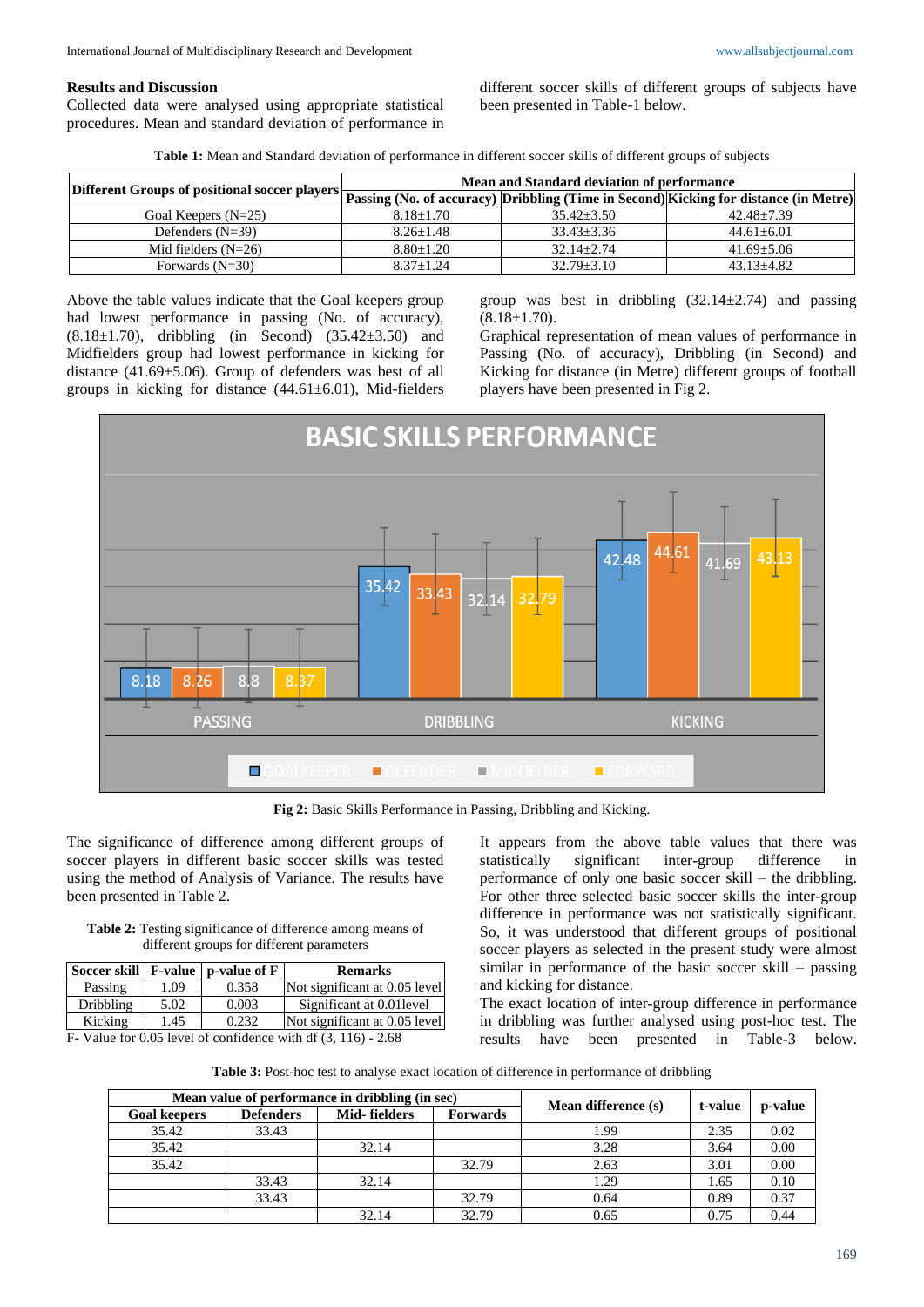## Results and Discussion

Collected data were analysed using appropriate statistical procedures. Mean and standard deviation of performance in different soccer skills of different groups of subjects have been presented in Table-1 below.

**Table 1:** Mean and Standard deviation of performance in different soccer skills of different groups of subjects

| Different Groups of positional soccer players | Mean and Standard deviation of performance | | |
|---|---|---|---|
| | Passing (No. of accuracy) | Dribbling (Time in Second) | Kicking for distance (in Metre) |
| Goal Keepers (N=25) | 8.18±1.70 | 35.42±3.50 | 42.48±7.39 |
| Defenders (N=39) | 8.26±1.48 | 33.43±3.36 | 44.61±6.01 |
| Mid fielders (N=26) | 8.80±1.20 | 32.14±2.74 | 41.69±5.06 |
| Forwards (N=30) | 8.37±1.24 | 32.79±3.10 | 43.13±4.82 |

Above the table values indicate that the Goal keepers group had lowest performance in passing (No. of accuracy), (8.18±1.70), dribbling (in Second) (35.42±3.50) and Midfielders group had lowest performance in kicking for distance (41.69±5.06). Group of defenders was best of all groups in kicking for distance (44.61±6.01), Mid-fielders group was best in dribbling (32.14±2.74) and passing (8.18±1.70).

Graphical representation of mean values of performance in Passing (No. of accuracy), Dribbling (in Second) and Kicking for distance (in Metre) different groups of football players have been presented in Fig 2.

**Fig 2:** Basic Skills Performance in Passing, Dribbling and Kicking.

The significance of difference among different groups of soccer players in different basic soccer skills was tested using the method of Analysis of Variance. The results have been presented in Table 2.

**Table 2:** Testing significance of difference among means of different groups for different parameters

| Soccer skill | F-value | p-value of F | Remarks |
|---|---|---|---|
| Passing | 1.09 | 0.358 | Not significant at 0.05 level |
| Dribbling | 5.02 | 0.003 | Significant at 0.01level |
| Kicking | 1.45 | 0.232 | Not significant at 0.05 level |

F- Value for 0.05 level of confidence with df (3, 116) - 2.68

It appears from the above table values that there was statistically significant inter-group difference in performance of only one basic soccer skill – the dribbling. For other three selected basic soccer skills the inter-group difference in performance was not statistically significant. So, it was understood that different groups of positional soccer players as selected in the present study were almost similar in performance of the basic soccer skill – passing and kicking for distance.

The exact location of inter-group difference in performance in dribbling was further analysed using post-hoc test. The results have been presented in Table-3 below.

**Table 3:** Post-hoc test to analyse exact location of difference in performance of dribbling

| Mean value of performance in dribbling (in sec) | | | | Mean difference (s) | t-value | p-value |
|---|---|---|---|---|---|---|
| Goal keepers | Defenders | Mid- fielders | Forwards | | | |
| 35.42 | 33.43 | | | 1.99 | 2.35 | 0.02 |
| 35.42 | | 32.14 | | 3.28 | 3.64 | 0.00 |
| 35.42 | | | 32.79 | 2.63 | 3.01 | 0.00 |
| | 33.43 | 32.14 | | 1.29 | 1.65 | 0.10 |
| | 33.43 | | 32.79 | 0.64 | 0.89 | 0.37 |
| | | 32.14 | 32.79 | 0.65 | 0.75 | 0.44 |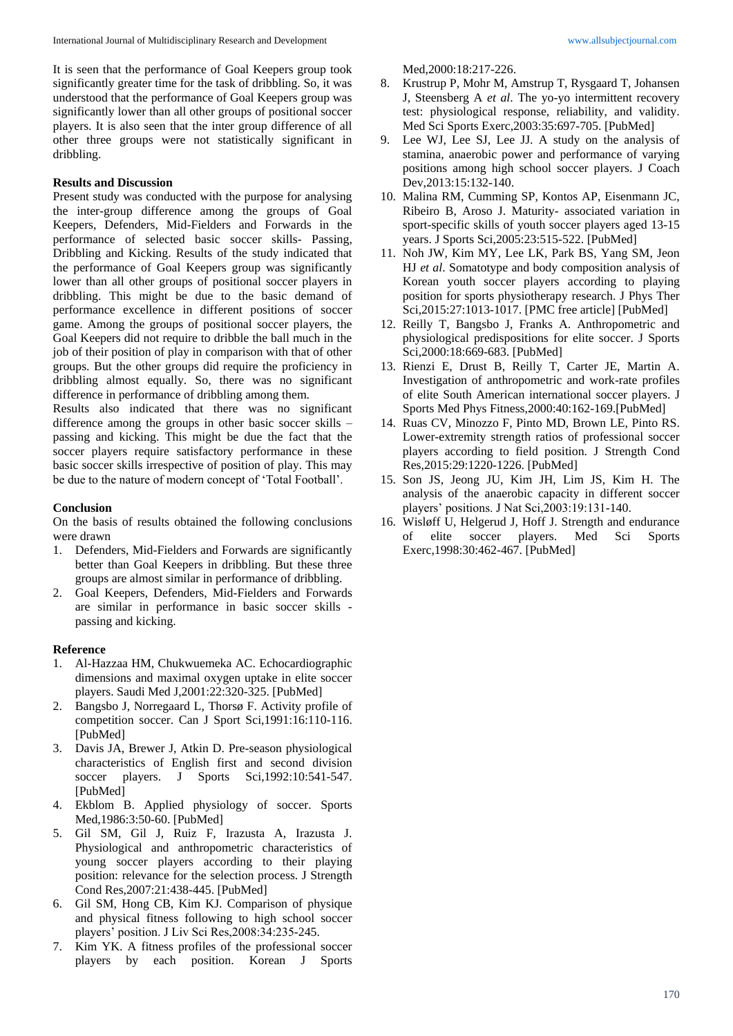It is seen that the performance of Goal Keepers group took significantly greater time for the task of dribbling. So, it was understood that the performance of Goal Keepers group was significantly lower than all other groups of positional soccer players. It is also seen that the inter group difference of all other three groups were not statistically significant in dribbling.

## Results and Discussion

Present study was conducted with the purpose for analysing the inter-group difference among the groups of Goal Keepers, Defenders, Mid-Fielders and Forwards in the performance of selected basic soccer skills- Passing, Dribbling and Kicking. Results of the study indicated that the performance of Goal Keepers group was significantly lower than all other groups of positional soccer players in dribbling. This might be due to the basic demand of performance excellence in different positions of soccer game. Among the groups of positional soccer players, the Goal Keepers did not require to dribble the ball much in the job of their position of play in comparison with that of other groups. But the other groups did require the proficiency in dribbling almost equally. So, there was no significant difference in performance of dribbling among them.

Results also indicated that there was no significant difference among the groups in other basic soccer skills – passing and kicking. This might be due the fact that the soccer players require satisfactory performance in these basic soccer skills irrespective of position of play. This may be due to the nature of modern concept of 'Total Football'.

## Conclusion

On the basis of results obtained the following conclusions were drawn

1. Defenders, Mid-Fielders and Forwards are significantly better than Goal Keepers in dribbling. But these three groups are almost similar in performance of dribbling.
2. Goal Keepers, Defenders, Mid-Fielders and Forwards are similar in performance in basic soccer skills - passing and kicking.

## Reference

1. Al-Hazzaa HM, Chukwuemeka AC. Echocardiographic dimensions and maximal oxygen uptake in elite soccer players. Saudi Med J,2001:22:320-325. [PubMed]
2. Bangsbo J, Norregaard L, Thorsø F. Activity profile of competition soccer. Can J Sport Sci,1991:16:110-116. [PubMed]
3. Davis JA, Brewer J, Atkin D. Pre-season physiological characteristics of English first and second division soccer players. J Sports Sci,1992:10:541-547. [PubMed]
4. Ekblom B. Applied physiology of soccer. Sports Med,1986:3:50-60. [PubMed]
5. Gil SM, Gil J, Ruiz F, Irazusta A, Irazusta J. Physiological and anthropometric characteristics of young soccer players according to their playing position: relevance for the selection process. J Strength Cond Res,2007:21:438-445. [PubMed]
6. Gil SM, Hong CB, Kim KJ. Comparison of physique and physical fitness following to high school soccer players' position. J Liv Sci Res,2008:34:235-245.
7. Kim YK. A fitness profiles of the professional soccer players by each position. Korean J Sports Med,2000:18:217-226.
8. Krustrup P, Mohr M, Amstrup T, Rysgaard T, Johansen J, Steensberg A *et al*. The yo-yo intermittent recovery test: physiological response, reliability, and validity. Med Sci Sports Exerc,2003:35:697-705. [PubMed]
9. Lee WJ, Lee SJ, Lee JJ. A study on the analysis of stamina, anaerobic power and performance of varying positions among high school soccer players. J Coach Dev,2013:15:132-140.
10. Malina RM, Cumming SP, Kontos AP, Eisenmann JC, Ribeiro B, Aroso J. Maturity- associated variation in sport-specific skills of youth soccer players aged 13-15 years. J Sports Sci,2005:23:515-522. [PubMed]
11. Noh JW, Kim MY, Lee LK, Park BS, Yang SM, Jeon HJ *et al*. Somatotype and body composition analysis of Korean youth soccer players according to playing position for sports physiotherapy research. J Phys Ther Sci,2015:27:1013-1017. [PMC free article] [PubMed]
12. Reilly T, Bangsbo J, Franks A. Anthropometric and physiological predispositions for elite soccer. J Sports Sci,2000:18:669-683. [PubMed]
13. Rienzi E, Drust B, Reilly T, Carter JE, Martin A. Investigation of anthropometric and work-rate profiles of elite South American international soccer players. J Sports Med Phys Fitness,2000:40:162-169.[PubMed]
14. Ruas CV, Minozzo F, Pinto MD, Brown LE, Pinto RS. Lower-extremity strength ratios of professional soccer players according to field position. J Strength Cond Res,2015:29:1220-1226. [PubMed]
15. Son JS, Jeong JU, Kim JH, Lim JS, Kim H. The analysis of the anaerobic capacity in different soccer players' positions. J Nat Sci,2003:19:131-140.
16. Wisløff U, Helgerud J, Hoff J. Strength and endurance of elite soccer players. Med Sci Sports Exerc,1998:30:462-467. [PubMed]